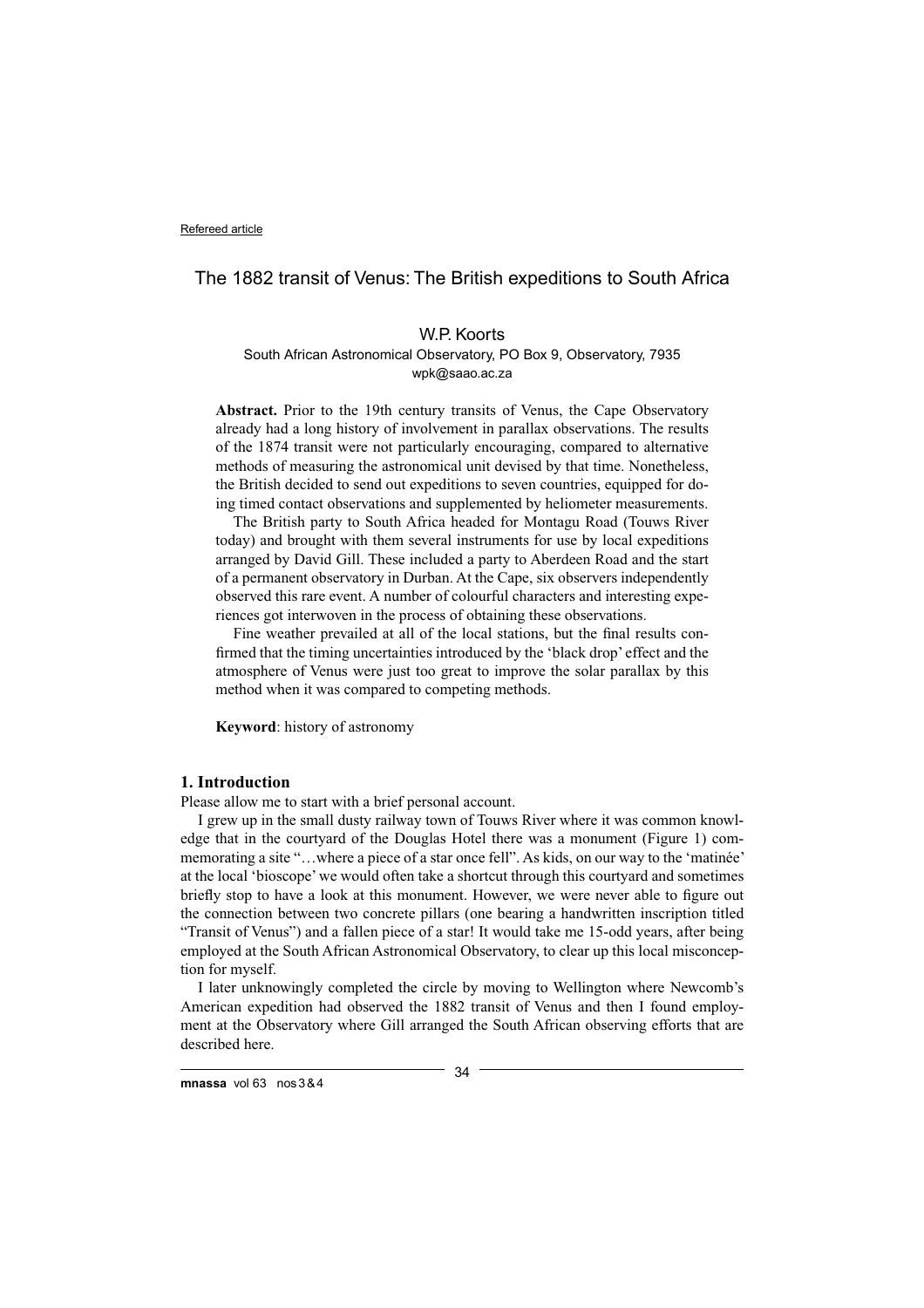Refereed article

# The 1882 transit of Venus: The British expeditions to South Africa

W.P. Koorts

South African Astronomical Observatory, PO Box 9, Observatory, 7935
wpk@saao.ac.za

**Abstract.** Prior to the 19th century transits of Venus, the Cape Observatory already had a long history of involvement in parallax observations. The results of the 1874 transit were not particularly encouraging, compared to alternative methods of measuring the astronomical unit devised by that time. Nonetheless, the British decided to send out expeditions to seven countries, equipped for doing timed contact observations and supplemented by heliometer measurements.

The British party to South Africa headed for Montagu Road (Touws River today) and brought with them several instruments for use by local expeditions arranged by David Gill. These included a party to Aberdeen Road and the start of a permanent observatory in Durban. At the Cape, six observers independently observed this rare event. A number of colourful characters and interesting experiences got interwoven in the process of obtaining these observations.

Fine weather prevailed at all of the local stations, but the final results confirmed that the timing uncertainties introduced by the 'black drop' effect and the atmosphere of Venus were just too great to improve the solar parallax by this method when it was compared to competing methods.

**Keyword**: history of astronomy

## 1. Introduction

Please allow me to start with a brief personal account.

I grew up in the small dusty railway town of Touws River where it was common knowledge that in the courtyard of the Douglas Hotel there was a monument (Figure 1) commemorating a site "…where a piece of a star once fell". As kids, on our way to the 'matinée' at the local 'bioscope' we would often take a shortcut through this courtyard and sometimes briefly stop to have a look at this monument. However, we were never able to figure out the connection between two concrete pillars (one bearing a handwritten inscription titled "Transit of Venus") and a fallen piece of a star! It would take me 15-odd years, after being employed at the South African Astronomical Observatory, to clear up this local misconception for myself.

I later unknowingly completed the circle by moving to Wellington where Newcomb's American expedition had observed the 1882 transit of Venus and then I found employment at the Observatory where Gill arranged the South African observing efforts that are described here.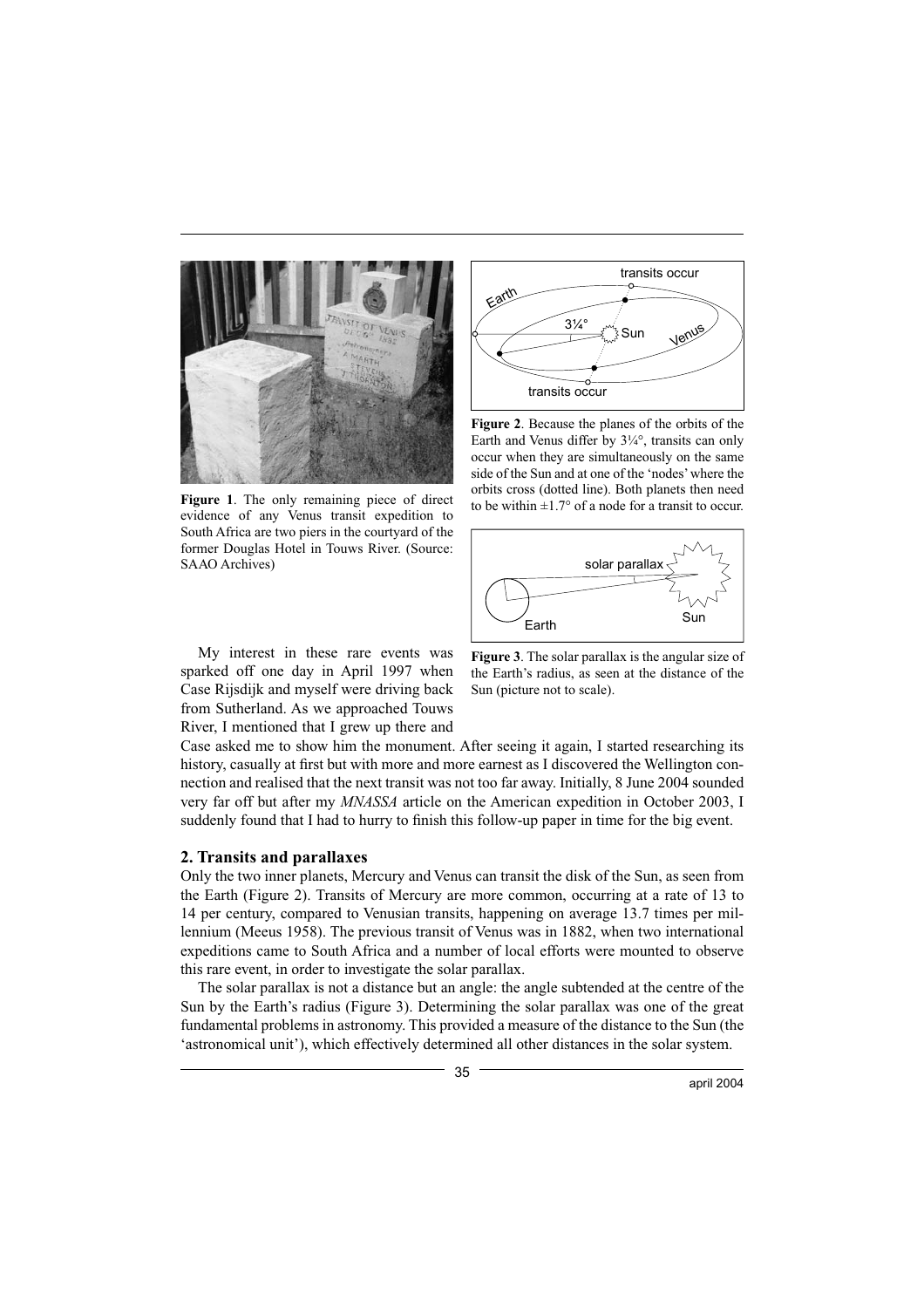**Figure 1**. The only remaining piece of direct evidence of any Venus transit expedition to South Africa are two piers in the courtyard of the former Douglas Hotel in Touws River. (Source: SAAO Archives)

**Figure 2**. Because the planes of the orbits of the Earth and Venus differ by 3¼°, transits can only occur when they are simultaneously on the same side of the Sun and at one of the 'nodes' where the orbits cross (dotted line). Both planets then need to be within ±1.7° of a node for a transit to occur.

**Figure 3**. The solar parallax is the angular size of the Earth's radius, as seen at the distance of the Sun (picture not to scale).

My interest in these rare events was sparked off one day in April 1997 when Case Rijsdijk and myself were driving back from Sutherland. As we approached Touws River, I mentioned that I grew up there and Case asked me to show him the monument. After seeing it again, I started researching its history, casually at first but with more and more earnest as I discovered the Wellington connection and realised that the next transit was not too far away. Initially, 8 June 2004 sounded very far off but after my *MNASSA* article on the American expedition in October 2003, I suddenly found that I had to hurry to finish this follow-up paper in time for the big event.

## 2. Transits and parallaxes

Only the two inner planets, Mercury and Venus can transit the disk of the Sun, as seen from the Earth (Figure 2). Transits of Mercury are more common, occurring at a rate of 13 to 14 per century, compared to Venusian transits, happening on average 13.7 times per millennium (Meeus 1958). The previous transit of Venus was in 1882, when two international expeditions came to South Africa and a number of local efforts were mounted to observe this rare event, in order to investigate the solar parallax.

The solar parallax is not a distance but an angle: the angle subtended at the centre of the Sun by the Earth's radius (Figure 3). Determining the solar parallax was one of the great fundamental problems in astronomy. This provided a measure of the distance to the Sun (the 'astronomical unit'), which effectively determined all other distances in the solar system.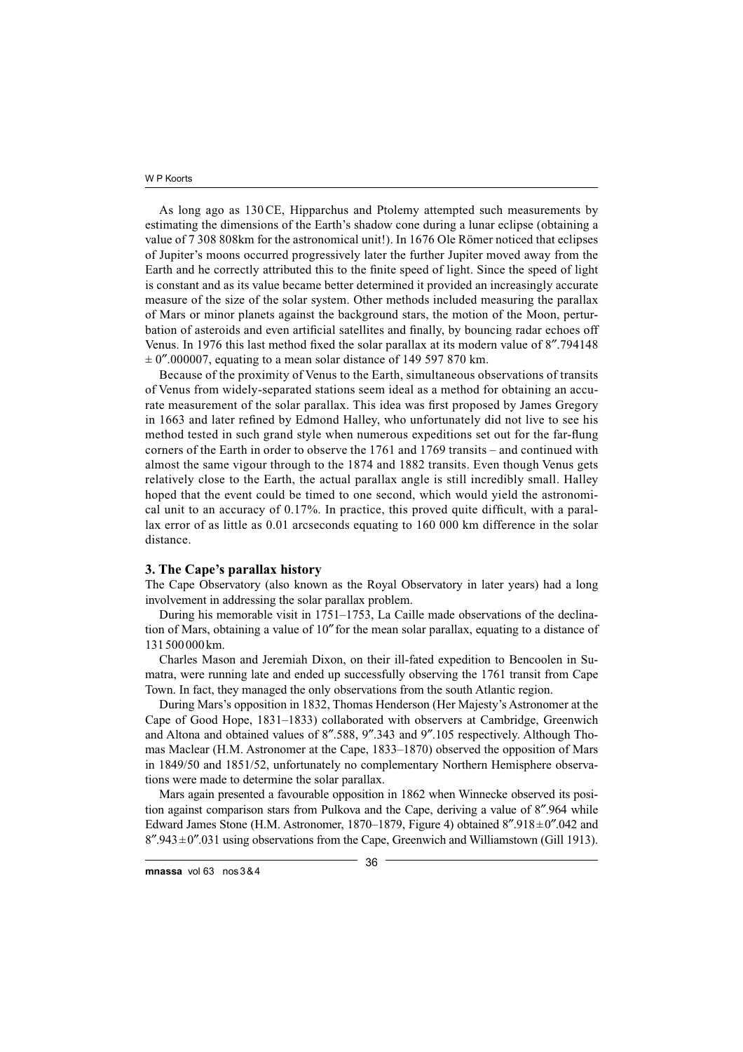As long ago as 130 CE, Hipparchus and Ptolemy attempted such measurements by estimating the dimensions of the Earth's shadow cone during a lunar eclipse (obtaining a value of 7 308 808km for the astronomical unit!). In 1676 Ole Römer noticed that eclipses of Jupiter's moons occurred progressively later the further Jupiter moved away from the Earth and he correctly attributed this to the finite speed of light. Since the speed of light is constant and as its value became better determined it provided an increasingly accurate measure of the size of the solar system. Other methods included measuring the parallax of Mars or minor planets against the background stars, the motion of the Moon, perturbation of asteroids and even artificial satellites and finally, by bouncing radar echoes off Venus. In 1976 this last method fixed the solar parallax at its modern value of 8″.794148 ± 0″.000007, equating to a mean solar distance of 149 597 870 km.

Because of the proximity of Venus to the Earth, simultaneous observations of transits of Venus from widely-separated stations seem ideal as a method for obtaining an accurate measurement of the solar parallax. This idea was first proposed by James Gregory in 1663 and later refined by Edmond Halley, who unfortunately did not live to see his method tested in such grand style when numerous expeditions set out for the far-flung corners of the Earth in order to observe the 1761 and 1769 transits – and continued with almost the same vigour through to the 1874 and 1882 transits. Even though Venus gets relatively close to the Earth, the actual parallax angle is still incredibly small. Halley hoped that the event could be timed to one second, which would yield the astronomical unit to an accuracy of 0.17%. In practice, this proved quite difficult, with a parallax error of as little as 0.01 arcseconds equating to 160 000 km difference in the solar distance.

### 3. The Cape's parallax history

The Cape Observatory (also known as the Royal Observatory in later years) had a long involvement in addressing the solar parallax problem.

During his memorable visit in 1751–1753, La Caille made observations of the declination of Mars, obtaining a value of 10″ for the mean solar parallax, equating to a distance of 131 500 000 km.

Charles Mason and Jeremiah Dixon, on their ill-fated expedition to Bencoolen in Sumatra, were running late and ended up successfully observing the 1761 transit from Cape Town. In fact, they managed the only observations from the south Atlantic region.

During Mars's opposition in 1832, Thomas Henderson (Her Majesty's Astronomer at the Cape of Good Hope, 1831–1833) collaborated with observers at Cambridge, Greenwich and Altona and obtained values of 8″.588, 9″.343 and 9″.105 respectively. Although Thomas Maclear (H.M. Astronomer at the Cape, 1833–1870) observed the opposition of Mars in 1849/50 and 1851/52, unfortunately no complementary Northern Hemisphere observations were made to determine the solar parallax.

Mars again presented a favourable opposition in 1862 when Winnecke observed its position against comparison stars from Pulkova and the Cape, deriving a value of 8″.964 while Edward James Stone (H.M. Astronomer, 1870–1879, Figure 4) obtained 8″.918 ± 0″.042 and 8″.943 ± 0″.031 using observations from the Cape, Greenwich and Williamstown (Gill 1913).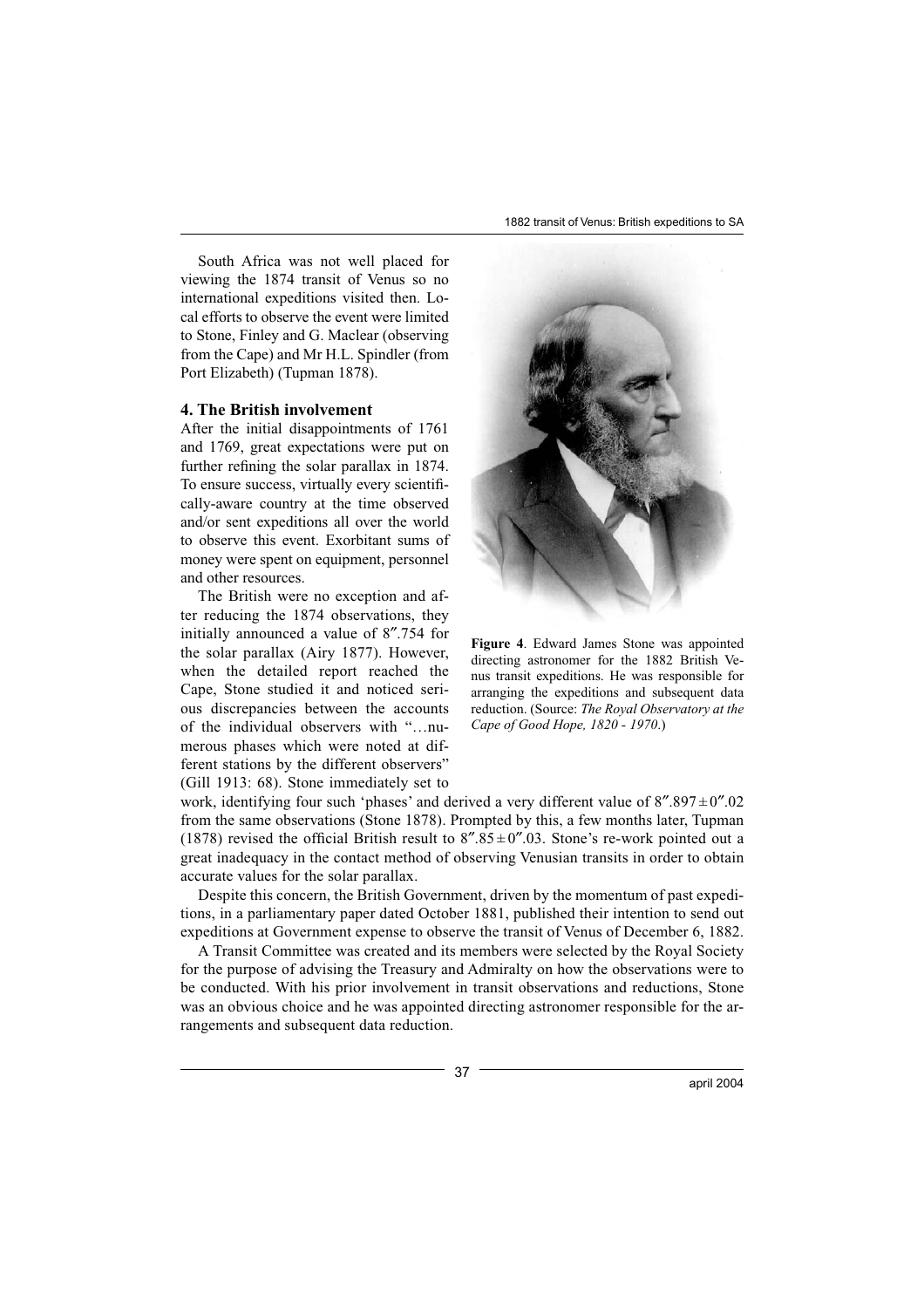South Africa was not well placed for viewing the 1874 transit of Venus so no international expeditions visited then. Local efforts to observe the event were limited to Stone, Finley and G. Maclear (observing from the Cape) and Mr H.L. Spindler (from Port Elizabeth) (Tupman 1878).

## 4. The British involvement

After the initial disappointments of 1761 and 1769, great expectations were put on further refining the solar parallax in 1874. To ensure success, virtually every scientifically-aware country at the time observed and/or sent expeditions all over the world to observe this event. Exorbitant sums of money were spent on equipment, personnel and other resources.

The British were no exception and after reducing the 1874 observations, they initially announced a value of $8''.754$ for the solar parallax (Airy 1877). However, when the detailed report reached the Cape, Stone studied it and noticed serious discrepancies between the accounts of the individual observers with "…numerous phases which were noted at different stations by the different observers" (Gill 1913: 68). Stone immediately set to work, identifying four such 'phases' and derived a very different value of $8''.897 \pm 0''.02$ from the same observations (Stone 1878). Prompted by this, a few months later, Tupman (1878) revised the official British result to $8''.85 \pm 0''.03$. Stone's re-work pointed out a great inadequacy in the contact method of observing Venusian transits in order to obtain accurate values for the solar parallax.

**Figure 4**. Edward James Stone was appointed directing astronomer for the 1882 British Venus transit expeditions. He was responsible for arranging the expeditions and subsequent data reduction. (Source: *The Royal Observatory at the Cape of Good Hope, 1820 - 1970*.)

Despite this concern, the British Government, driven by the momentum of past expeditions, in a parliamentary paper dated October 1881, published their intention to send out expeditions at Government expense to observe the transit of Venus of December 6, 1882.

A Transit Committee was created and its members were selected by the Royal Society for the purpose of advising the Treasury and Admiralty on how the observations were to be conducted. With his prior involvement in transit observations and reductions, Stone was an obvious choice and he was appointed directing astronomer responsible for the arrangements and subsequent data reduction.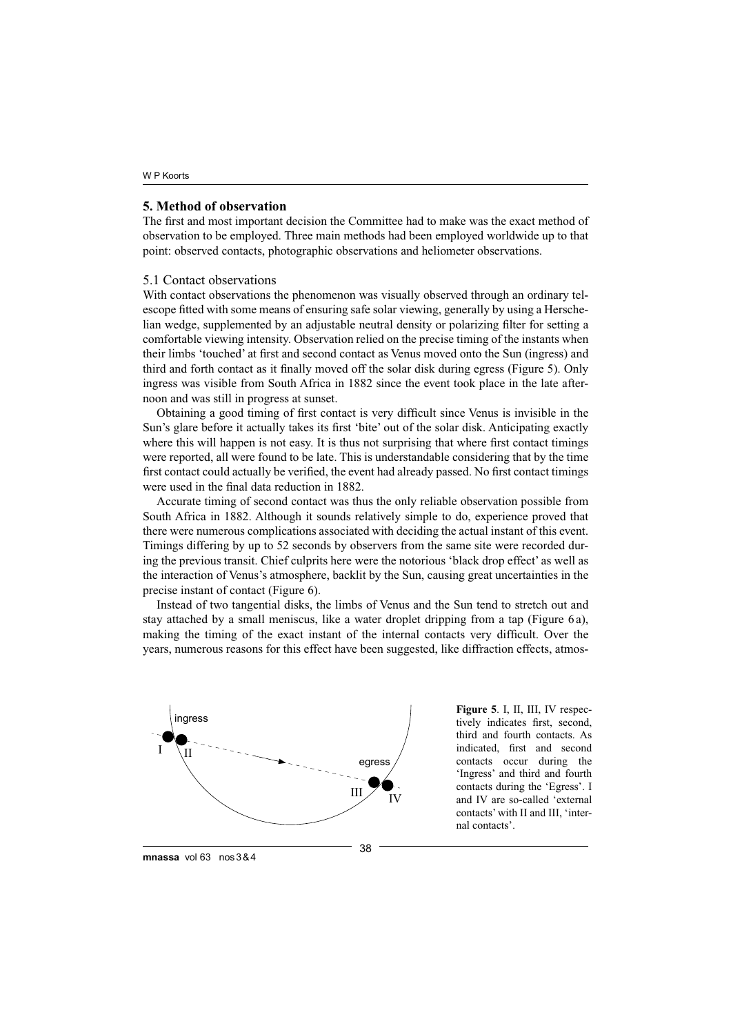## 5. Method of observation

The first and most important decision the Committee had to make was the exact method of observation to be employed. Three main methods had been employed worldwide up to that point: observed contacts, photographic observations and heliometer observations.

### 5.1 Contact observations

With contact observations the phenomenon was visually observed through an ordinary telescope fitted with some means of ensuring safe solar viewing, generally by using a Herschelian wedge, supplemented by an adjustable neutral density or polarizing filter for setting a comfortable viewing intensity. Observation relied on the precise timing of the instants when their limbs 'touched' at first and second contact as Venus moved onto the Sun (ingress) and third and forth contact as it finally moved off the solar disk during egress (Figure 5). Only ingress was visible from South Africa in 1882 since the event took place in the late afternoon and was still in progress at sunset.

Obtaining a good timing of first contact is very difficult since Venus is invisible in the Sun's glare before it actually takes its first 'bite' out of the solar disk. Anticipating exactly where this will happen is not easy. It is thus not surprising that where first contact timings were reported, all were found to be late. This is understandable considering that by the time first contact could actually be verified, the event had already passed. No first contact timings were used in the final data reduction in 1882.

Accurate timing of second contact was thus the only reliable observation possible from South Africa in 1882. Although it sounds relatively simple to do, experience proved that there were numerous complications associated with deciding the actual instant of this event. Timings differing by up to 52 seconds by observers from the same site were recorded during the previous transit. Chief culprits here were the notorious 'black drop effect' as well as the interaction of Venus's atmosphere, backlit by the Sun, causing great uncertainties in the precise instant of contact (Figure 6).

Instead of two tangential disks, the limbs of Venus and the Sun tend to stretch out and stay attached by a small meniscus, like a water droplet dripping from a tap (Figure 6 a), making the timing of the exact instant of the internal contacts very difficult. Over the years, numerous reasons for this effect have been suggested, like diffraction effects, atmos-

**Figure 5**. I, II, III, IV respectively indicates first, second, third and fourth contacts. As indicated, first and second contacts occur during the 'Ingress' and third and fourth contacts during the 'Egress'. I and IV are so-called 'external contacts' with II and III, 'internal contacts'.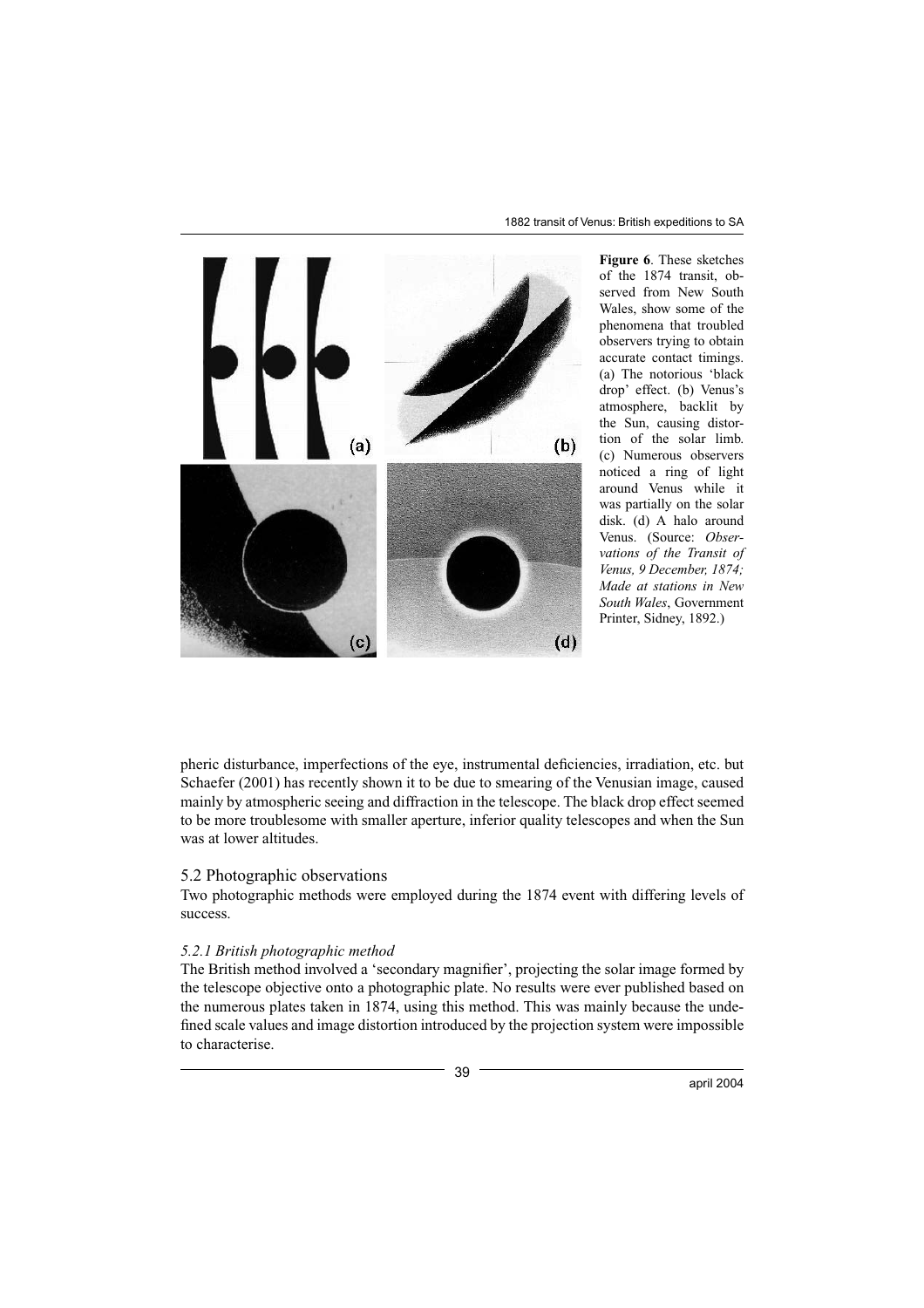**Figure 6**. These sketches of the 1874 transit, observed from New South Wales, show some of the phenomena that troubled observers trying to obtain accurate contact timings. (a) The notorious 'black drop' effect. (b) Venus's atmosphere, backlit by the Sun, causing distortion of the solar limb. (c) Numerous observers noticed a ring of light around Venus while it was partially on the solar disk. (d) A halo around Venus. (Source: *Observations of the Transit of Venus, 9 December, 1874; Made at stations in New South Wales*, Government Printer, Sidney, 1892.)

pheric disturbance, imperfections of the eye, instrumental deficiencies, irradiation, etc. but Schaefer (2001) has recently shown it to be due to smearing of the Venusian image, caused mainly by atmospheric seeing and diffraction in the telescope. The black drop effect seemed to be more troublesome with smaller aperture, inferior quality telescopes and when the Sun was at lower altitudes.

## 5.2 Photographic observations

Two photographic methods were employed during the 1874 event with differing levels of success.

### *5.2.1 British photographic method*

The British method involved a 'secondary magnifier', projecting the solar image formed by the telescope objective onto a photographic plate. No results were ever published based on the numerous plates taken in 1874, using this method. This was mainly because the undefined scale values and image distortion introduced by the projection system were impossible to characterise.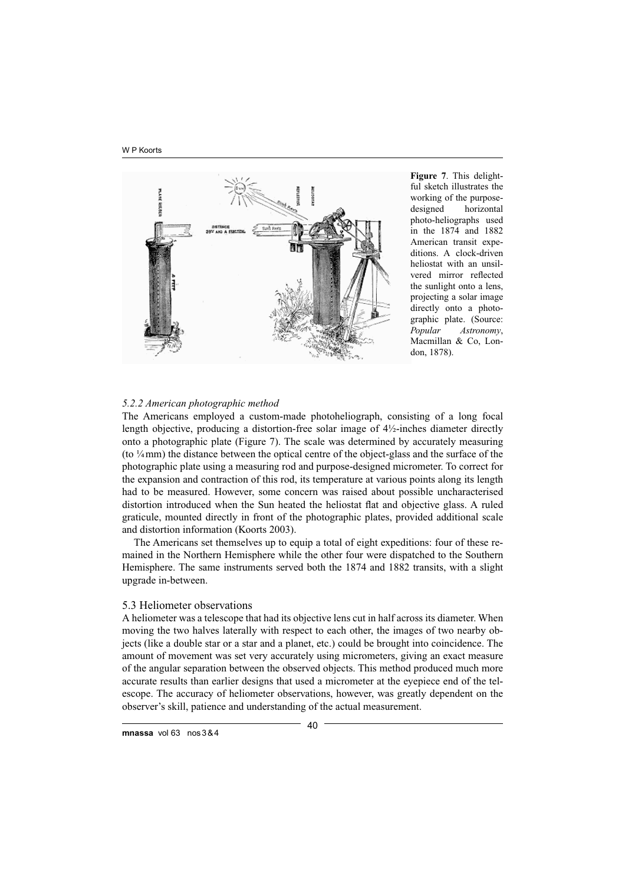**Figure 7**. This delightful sketch illustrates the working of the purpose-designed horizontal photo-heliographs used in the 1874 and 1882 American transit expeditions. A clock-driven heliostat with an unsilvered mirror reflected the sunlight onto a lens, projecting a solar image directly onto a photographic plate. (Source: *Popular Astronomy*, Macmillan & Co, London, 1878).

### *5.2.2 American photographic method*

The Americans employed a custom-made photoheliograph, consisting of a long focal length objective, producing a distortion-free solar image of 4½-inches diameter directly onto a photographic plate (Figure 7). The scale was determined by accurately measuring (to ¼ mm) the distance between the optical centre of the object-glass and the surface of the photographic plate using a measuring rod and purpose-designed micrometer. To correct for the expansion and contraction of this rod, its temperature at various points along its length had to be measured. However, some concern was raised about possible uncharacterised distortion introduced when the Sun heated the heliostat flat and objective glass. A ruled graticule, mounted directly in front of the photographic plates, provided additional scale and distortion information (Koorts 2003).

The Americans set themselves up to equip a total of eight expeditions: four of these remained in the Northern Hemisphere while the other four were dispatched to the Southern Hemisphere. The same instruments served both the 1874 and 1882 transits, with a slight upgrade in-between.

## 5.3 Heliometer observations

A heliometer was a telescope that had its objective lens cut in half across its diameter. When moving the two halves laterally with respect to each other, the images of two nearby objects (like a double star or a star and a planet, etc.) could be brought into coincidence. The amount of movement was set very accurately using micrometers, giving an exact measure of the angular separation between the observed objects. This method produced much more accurate results than earlier designs that used a micrometer at the eyepiece end of the telescope. The accuracy of heliometer observations, however, was greatly dependent on the observer's skill, patience and understanding of the actual measurement.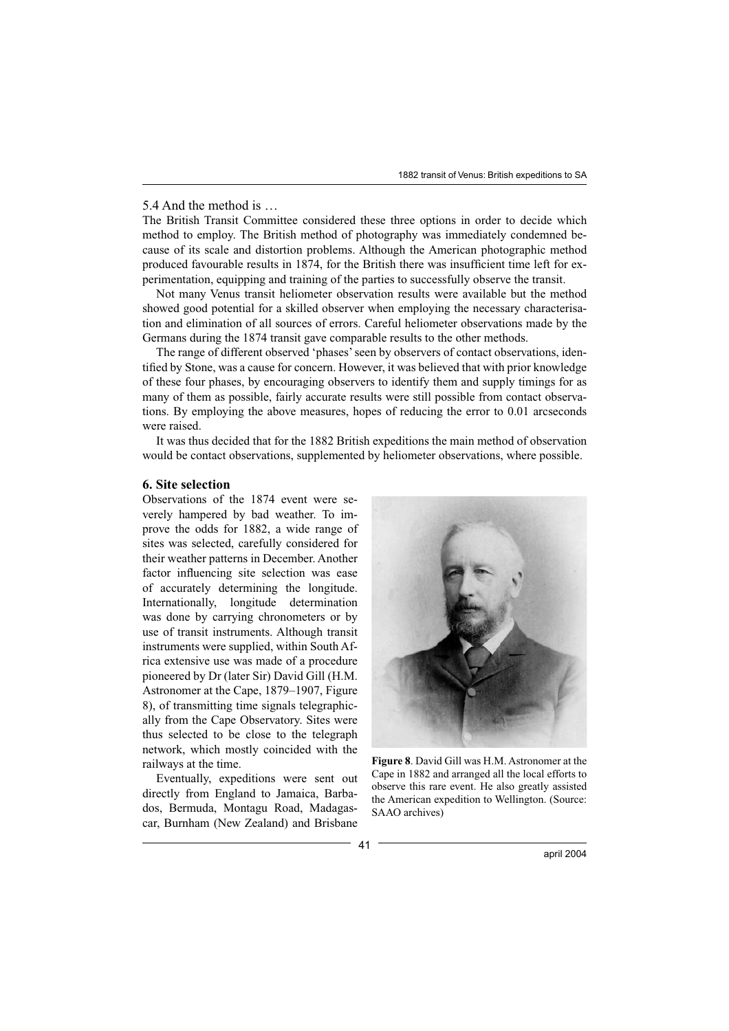5.4 And the method is …

The British Transit Committee considered these three options in order to decide which method to employ. The British method of photography was immediately condemned because of its scale and distortion problems. Although the American photographic method produced favourable results in 1874, for the British there was insufficient time left for experimentation, equipping and training of the parties to successfully observe the transit.

Not many Venus transit heliometer observation results were available but the method showed good potential for a skilled observer when employing the necessary characterisation and elimination of all sources of errors. Careful heliometer observations made by the Germans during the 1874 transit gave comparable results to the other methods.

The range of different observed 'phases' seen by observers of contact observations, identified by Stone, was a cause for concern. However, it was believed that with prior knowledge of these four phases, by encouraging observers to identify them and supply timings for as many of them as possible, fairly accurate results were still possible from contact observations. By employing the above measures, hopes of reducing the error to 0.01 arcseconds were raised.

It was thus decided that for the 1882 British expeditions the main method of observation would be contact observations, supplemented by heliometer observations, where possible.

## 6. Site selection

Observations of the 1874 event were severely hampered by bad weather. To improve the odds for 1882, a wide range of sites was selected, carefully considered for their weather patterns in December. Another factor influencing site selection was ease of accurately determining the longitude. Internationally, longitude determination was done by carrying chronometers or by use of transit instruments. Although transit instruments were supplied, within South Africa extensive use was made of a procedure pioneered by Dr (later Sir) David Gill (H.M. Astronomer at the Cape, 1879–1907, Figure 8), of transmitting time signals telegraphically from the Cape Observatory. Sites were thus selected to be close to the telegraph network, which mostly coincided with the railways at the time.

Eventually, expeditions were sent out directly from England to Jamaica, Barbados, Bermuda, Montagu Road, Madagascar, Burnham (New Zealand) and Brisbane

**Figure 8**. David Gill was H.M. Astronomer at the Cape in 1882 and arranged all the local efforts to observe this rare event. He also greatly assisted the American expedition to Wellington. (Source: SAAO archives)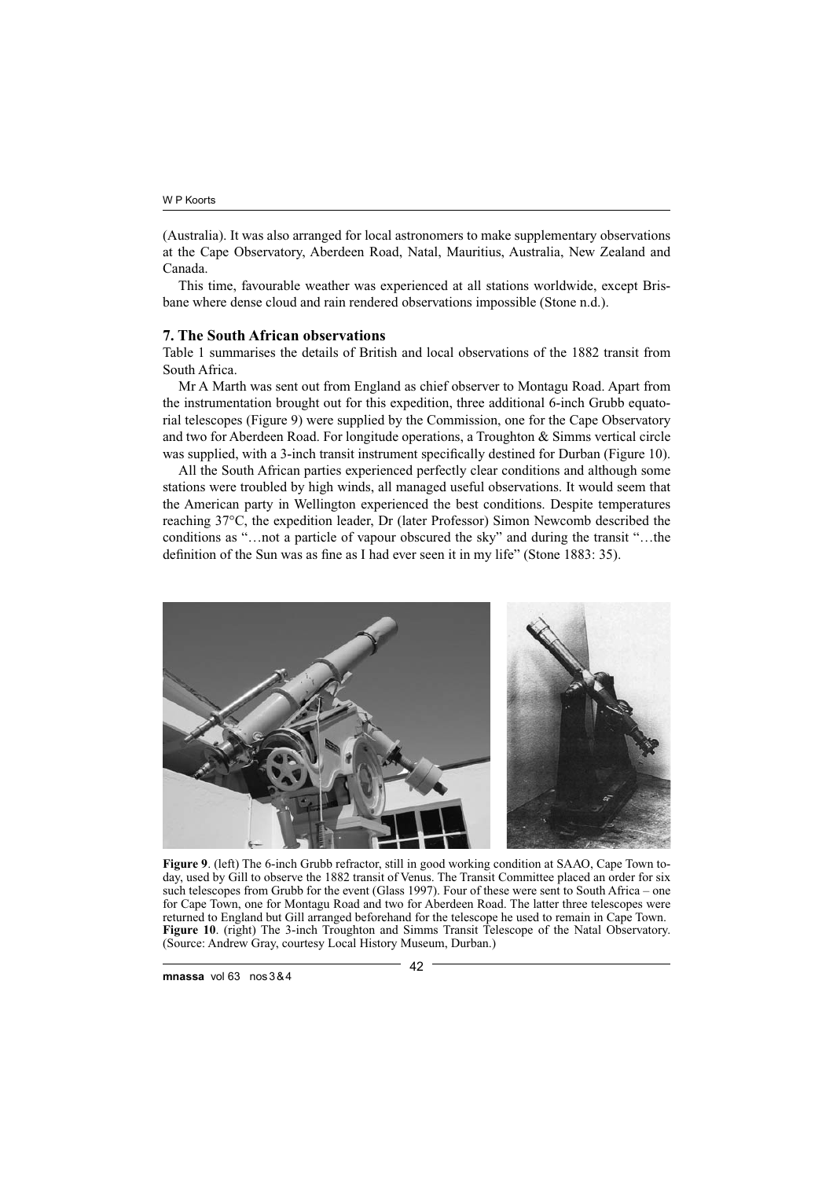(Australia). It was also arranged for local astronomers to make supplementary observations at the Cape Observatory, Aberdeen Road, Natal, Mauritius, Australia, New Zealand and Canada.

This time, favourable weather was experienced at all stations worldwide, except Brisbane where dense cloud and rain rendered observations impossible (Stone n.d.).

## 7. The South African observations

Table 1 summarises the details of British and local observations of the 1882 transit from South Africa.

Mr A Marth was sent out from England as chief observer to Montagu Road. Apart from the instrumentation brought out for this expedition, three additional 6-inch Grubb equatorial telescopes (Figure 9) were supplied by the Commission, one for the Cape Observatory and two for Aberdeen Road. For longitude operations, a Troughton & Simms vertical circle was supplied, with a 3-inch transit instrument specifically destined for Durban (Figure 10).

All the South African parties experienced perfectly clear conditions and although some stations were troubled by high winds, all managed useful observations. It would seem that the American party in Wellington experienced the best conditions. Despite temperatures reaching 37°C, the expedition leader, Dr (later Professor) Simon Newcomb described the conditions as "…not a particle of vapour obscured the sky" and during the transit "…the definition of the Sun was as fine as I had ever seen it in my life" (Stone 1883: 35).

**Figure 9**. (left) The 6-inch Grubb refractor, still in good working condition at SAAO, Cape Town today, used by Gill to observe the 1882 transit of Venus. The Transit Committee placed an order for six such telescopes from Grubb for the event (Glass 1997). Four of these were sent to South Africa – one for Cape Town, one for Montagu Road and two for Aberdeen Road. The latter three telescopes were returned to England but Gill arranged beforehand for the telescope he used to remain in Cape Town.
**Figure 10**. (right) The 3-inch Troughton and Simms Transit Telescope of the Natal Observatory. (Source: Andrew Gray, courtesy Local History Museum, Durban.)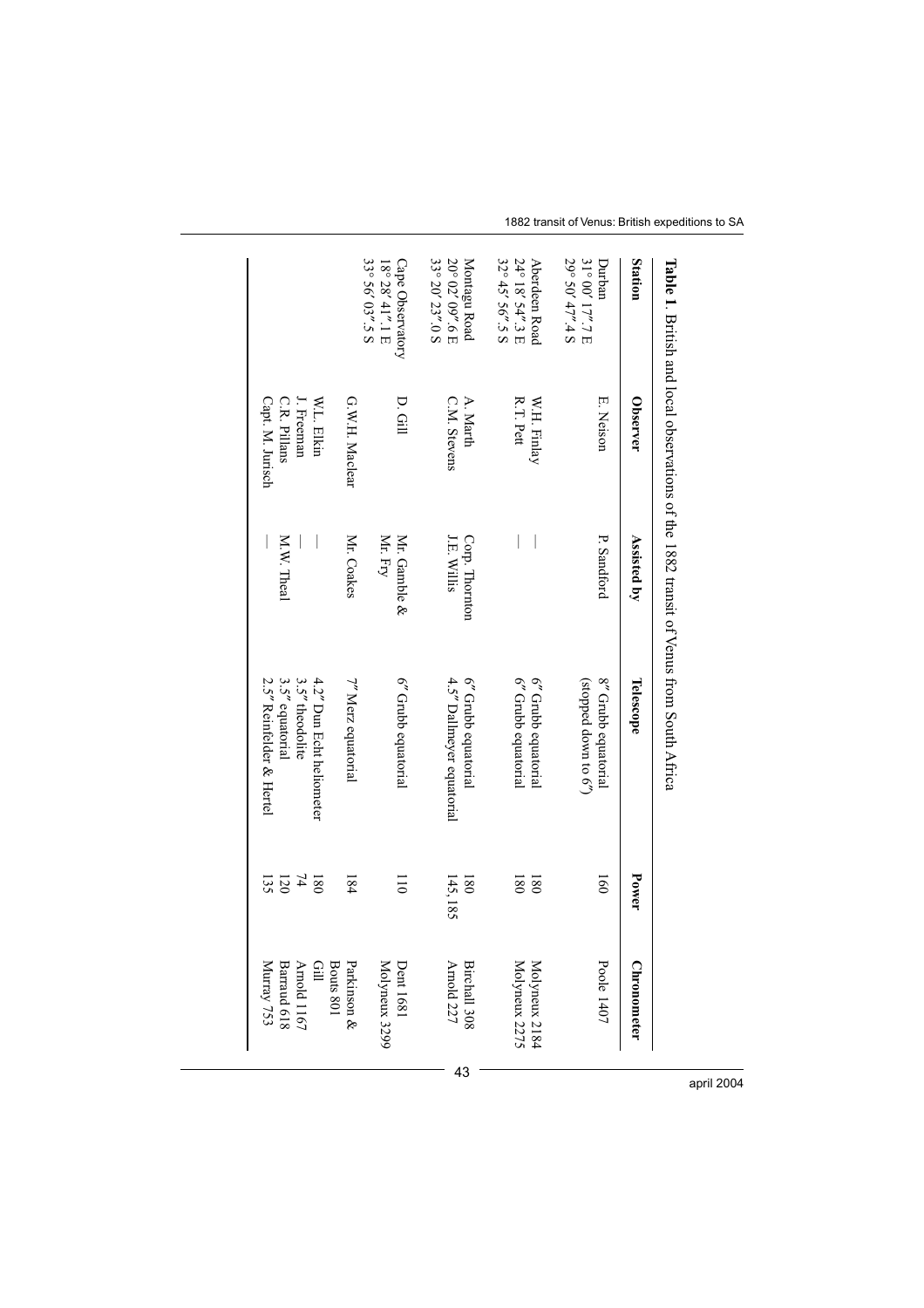**Table 1**. British and local observations of the 1882 transit of Venus from South Africa

| Station | Observer | Assisted by | Telescope | Power | Chronometer |
|---|---|---|---|---|---|
| Durban 31° 00′ 17″.7 E 29° 50′ 47″.4 S | E. Neison | P. Sandford | 8″ Grubb equatorial (stopped down to 6″) | 160 | Poole 1407 |
| Aberdeen Road 24° 18′ 54″.3 E 32° 45′ 56″.5 S | W.H. Finlay | — | 6″ Grubb equatorial | 180 | Molyneux 2184 |
| | R.T. Pett | — | 6″ Grubb equatorial | 180 | Molyneux 2275 |
| Montagu Road 20° 02′ 09″.6 E 33° 20′ 23″.0 S | A. Marth | Corp. Thornton | 6″ Grubb equatorial | 180 | Birchall 308 |
| | C.M. Stevens | J.E. Willis | 4.5″ Dallmeyer equatorial | 145, 185 | Arnold 227 |
| Cape Observatory 18° 28′ 41″.1 E 33° 56′ 03″.5 S | D. Gill | Mr. Gamble & Mr. Fry | 6″ Grubb equatorial | 110 | Dent 1681 Molyneux 3299 |
| | G.W.H. Maclear | Mr. Coakes | 7″ Merz equatorial | 184 | Parkinson & Bouts 801 |
| | W.L. Elkin | — | 4.2″ Dun Echt heliometer | 180 | Gill |
| | J. Freeman | — | 3.5″ theodolite | 74 | Arnold 1167 |
| | C.R. Pillans | M.W. Theal | 3.5″ equatorial | 120 | Barraud 618 |
| | Capt. M. Jurisch | — | 2.5″ Reinfelder & Hertel | 135 | Murray 753 |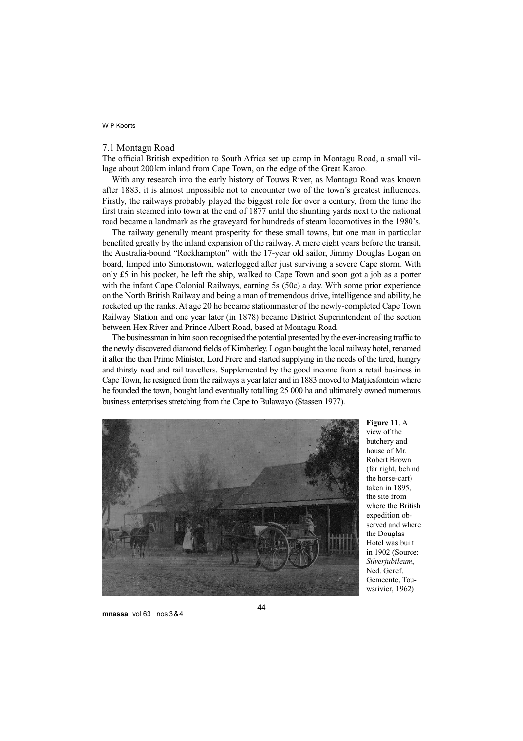### 7.1 Montagu Road

The official British expedition to South Africa set up camp in Montagu Road, a small village about 200 km inland from Cape Town, on the edge of the Great Karoo.

With any research into the early history of Touws River, as Montagu Road was known after 1883, it is almost impossible not to encounter two of the town's greatest influences. Firstly, the railways probably played the biggest role for over a century, from the time the first train steamed into town at the end of 1877 until the shunting yards next to the national road became a landmark as the graveyard for hundreds of steam locomotives in the 1980's.

The railway generally meant prosperity for these small towns, but one man in particular benefited greatly by the inland expansion of the railway. A mere eight years before the transit, the Australia-bound "Rockhampton" with the 17-year old sailor, Jimmy Douglas Logan on board, limped into Simonstown, waterlogged after just surviving a severe Cape storm. With only £5 in his pocket, he left the ship, walked to Cape Town and soon got a job as a porter with the infant Cape Colonial Railways, earning 5s (50c) a day. With some prior experience on the North British Railway and being a man of tremendous drive, intelligence and ability, he rocketed up the ranks. At age 20 he became stationmaster of the newly-completed Cape Town Railway Station and one year later (in 1878) became District Superintendent of the section between Hex River and Prince Albert Road, based at Montagu Road.

The businessman in him soon recognised the potential presented by the ever-increasing traffic to the newly discovered diamond fields of Kimberley. Logan bought the local railway hotel, renamed it after the then Prime Minister, Lord Frere and started supplying in the needs of the tired, hungry and thirsty road and rail travellers. Supplemented by the good income from a retail business in Cape Town, he resigned from the railways a year later and in 1883 moved to Matjiesfontein where he founded the town, bought land eventually totalling 25 000 ha and ultimately owned numerous business enterprises stretching from the Cape to Bulawayo (Stassen 1977).

**Figure 11**. A view of the butchery and house of Mr. Robert Brown (far right, behind the horse-cart) taken in 1895, the site from where the British expedition observed and where the Douglas Hotel was built in 1902 (Source: *Silverjubileum*, Ned. Geref. Gemeente, Touwsrivier, 1962)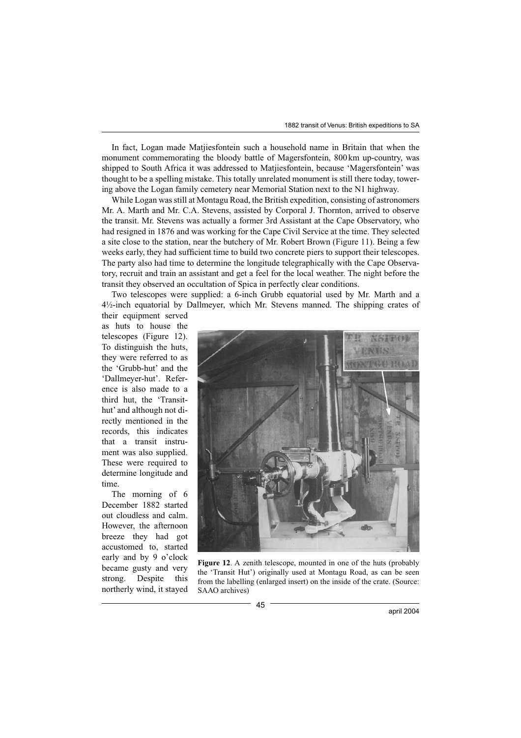In fact, Logan made Matjiesfontein such a household name in Britain that when the monument commemorating the bloody battle of Magersfontein, 800 km up-country, was shipped to South Africa it was addressed to Matjiesfontein, because 'Magersfontein' was thought to be a spelling mistake. This totally unrelated monument is still there today, towering above the Logan family cemetery near Memorial Station next to the N1 highway.

While Logan was still at Montagu Road, the British expedition, consisting of astronomers Mr. A. Marth and Mr. C.A. Stevens, assisted by Corporal J. Thornton, arrived to observe the transit. Mr. Stevens was actually a former 3rd Assistant at the Cape Observatory, who had resigned in 1876 and was working for the Cape Civil Service at the time. They selected a site close to the station, near the butchery of Mr. Robert Brown (Figure 11). Being a few weeks early, they had sufficient time to build two concrete piers to support their telescopes. The party also had time to determine the longitude telegraphically with the Cape Observatory, recruit and train an assistant and get a feel for the local weather. The night before the transit they observed an occultation of Spica in perfectly clear conditions.

Two telescopes were supplied: a 6-inch Grubb equatorial used by Mr. Marth and a 4½-inch equatorial by Dallmeyer, which Mr. Stevens manned. The shipping crates of their equipment served as huts to house the telescopes (Figure 12). To distinguish the huts, they were referred to as the 'Grubb-hut' and the 'Dallmeyer-hut'. Reference is also made to a third hut, the 'Transit-hut' and although not directly mentioned in the records, this indicates that a transit instrument was also supplied. These were required to determine longitude and time.

The morning of 6 December 1882 started out cloudless and calm. However, the afternoon breeze they had got accustomed to, started early and by 9 o'clock became gusty and very strong. Despite this northerly wind, it stayed

**Figure 12**. A zenith telescope, mounted in one of the huts (probably the 'Transit Hut') originally used at Montagu Road, as can be seen from the labelling (enlarged insert) on the inside of the crate. (Source: SAAO archives)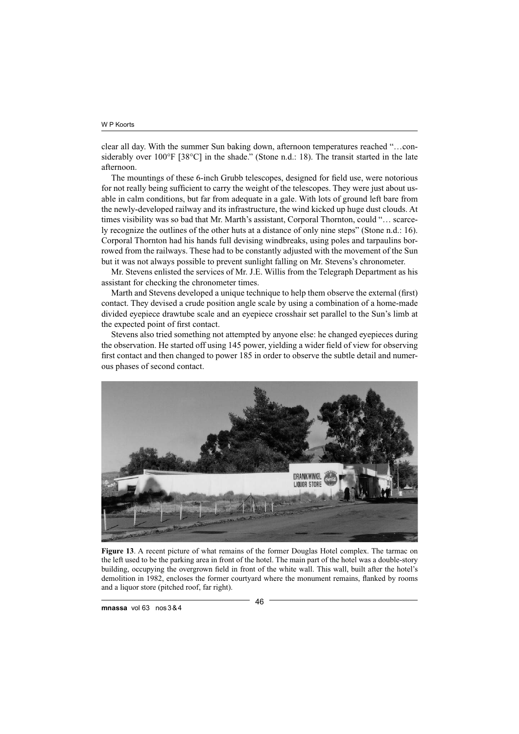clear all day. With the summer Sun baking down, afternoon temperatures reached "…considerably over 100°F [38°C] in the shade." (Stone n.d.: 18). The transit started in the late afternoon.

The mountings of these 6-inch Grubb telescopes, designed for field use, were notorious for not really being sufficient to carry the weight of the telescopes. They were just about usable in calm conditions, but far from adequate in a gale. With lots of ground left bare from the newly-developed railway and its infrastructure, the wind kicked up huge dust clouds. At times visibility was so bad that Mr. Marth's assistant, Corporal Thornton, could "… scarcely recognize the outlines of the other huts at a distance of only nine steps" (Stone n.d.: 16). Corporal Thornton had his hands full devising windbreaks, using poles and tarpaulins borrowed from the railways. These had to be constantly adjusted with the movement of the Sun but it was not always possible to prevent sunlight falling on Mr. Stevens's chronometer.

Mr. Stevens enlisted the services of Mr. J.E. Willis from the Telegraph Department as his assistant for checking the chronometer times.

Marth and Stevens developed a unique technique to help them observe the external (first) contact. They devised a crude position angle scale by using a combination of a home-made divided eyepiece drawtube scale and an eyepiece crosshair set parallel to the Sun's limb at the expected point of first contact.

Stevens also tried something not attempted by anyone else: he changed eyepieces during the observation. He started off using 145 power, yielding a wider field of view for observing first contact and then changed to power 185 in order to observe the subtle detail and numerous phases of second contact.

**Figure 13**. A recent picture of what remains of the former Douglas Hotel complex. The tarmac on the left used to be the parking area in front of the hotel. The main part of the hotel was a double-story building, occupying the overgrown field in front of the white wall. This wall, built after the hotel's demolition in 1982, encloses the former courtyard where the monument remains, flanked by rooms and a liquor store (pitched roof, far right).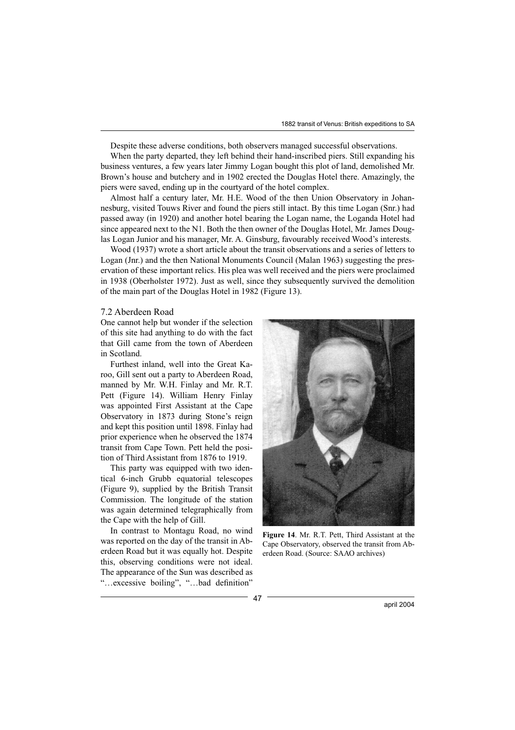Despite these adverse conditions, both observers managed successful observations.

When the party departed, they left behind their hand-inscribed piers. Still expanding his business ventures, a few years later Jimmy Logan bought this plot of land, demolished Mr. Brown's house and butchery and in 1902 erected the Douglas Hotel there. Amazingly, the piers were saved, ending up in the courtyard of the hotel complex.

Almost half a century later, Mr. H.E. Wood of the then Union Observatory in Johannesburg, visited Touws River and found the piers still intact. By this time Logan (Snr.) had passed away (in 1920) and another hotel bearing the Logan name, the Loganda Hotel had since appeared next to the N1. Both the then owner of the Douglas Hotel, Mr. James Douglas Logan Junior and his manager, Mr. A. Ginsburg, favourably received Wood's interests.

Wood (1937) wrote a short article about the transit observations and a series of letters to Logan (Jnr.) and the then National Monuments Council (Malan 1963) suggesting the preservation of these important relics. His plea was well received and the piers were proclaimed in 1938 (Oberholster 1972). Just as well, since they subsequently survived the demolition of the main part of the Douglas Hotel in 1982 (Figure 13).

### 7.2 Aberdeen Road

One cannot help but wonder if the selection of this site had anything to do with the fact that Gill came from the town of Aberdeen in Scotland.

Furthest inland, well into the Great Karoo, Gill sent out a party to Aberdeen Road, manned by Mr. W.H. Finlay and Mr. R.T. Pett (Figure 14). William Henry Finlay was appointed First Assistant at the Cape Observatory in 1873 during Stone's reign and kept this position until 1898. Finlay had prior experience when he observed the 1874 transit from Cape Town. Pett held the position of Third Assistant from 1876 to 1919.

This party was equipped with two identical 6-inch Grubb equatorial telescopes (Figure 9), supplied by the British Transit Commission. The longitude of the station was again determined telegraphically from the Cape with the help of Gill.

In contrast to Montagu Road, no wind was reported on the day of the transit in Aberdeen Road but it was equally hot. Despite this, observing conditions were not ideal. The appearance of the Sun was described as "…excessive boiling", "…bad definition"

**Figure 14**. Mr. R.T. Pett, Third Assistant at the Cape Observatory, observed the transit from Aberdeen Road. (Source: SAAO archives)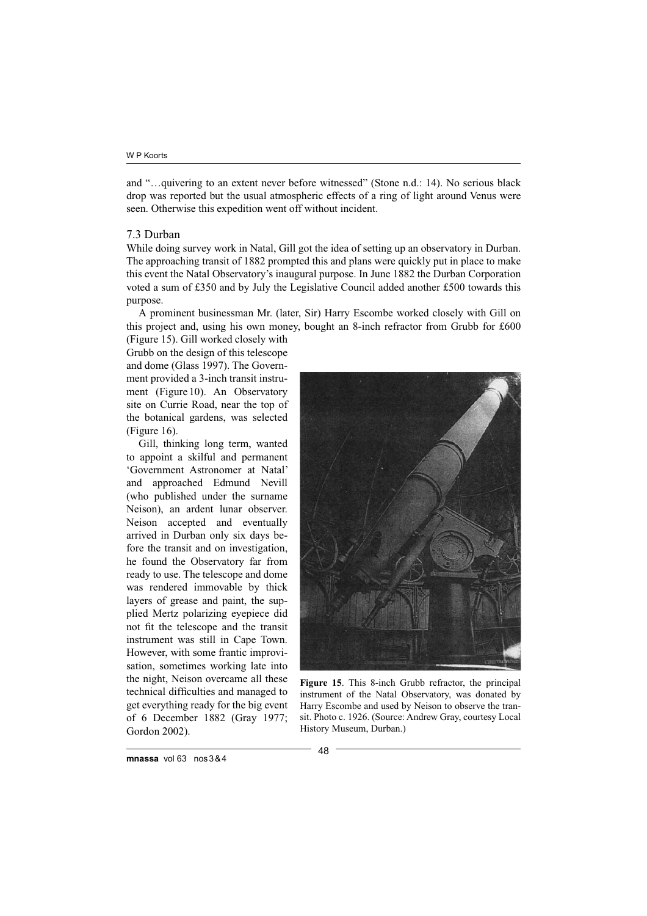and "…quivering to an extent never before witnessed" (Stone n.d.: 14). No serious black drop was reported but the usual atmospheric effects of a ring of light around Venus were seen. Otherwise this expedition went off without incident.

### 7.3 Durban

While doing survey work in Natal, Gill got the idea of setting up an observatory in Durban. The approaching transit of 1882 prompted this and plans were quickly put in place to make this event the Natal Observatory's inaugural purpose. In June 1882 the Durban Corporation voted a sum of £350 and by July the Legislative Council added another £500 towards this purpose.

A prominent businessman Mr. (later, Sir) Harry Escombe worked closely with Gill on this project and, using his own money, bought an 8-inch refractor from Grubb for £600 (Figure 15). Gill worked closely with Grubb on the design of this telescope and dome (Glass 1997). The Government provided a 3-inch transit instrument (Figure 10). An Observatory site on Currie Road, near the top of the botanical gardens, was selected (Figure 16).

Gill, thinking long term, wanted to appoint a skilful and permanent 'Government Astronomer at Natal' and approached Edmund Nevill (who published under the surname Neison), an ardent lunar observer. Neison accepted and eventually arrived in Durban only six days before the transit and on investigation, he found the Observatory far from ready to use. The telescope and dome was rendered immovable by thick layers of grease and paint, the supplied Mertz polarizing eyepiece did not fit the telescope and the transit instrument was still in Cape Town. However, with some frantic improvisation, sometimes working late into the night, Neison overcame all these technical difficulties and managed to get everything ready for the big event of 6 December 1882 (Gray 1977; Gordon 2002).

**Figure 15**. This 8-inch Grubb refractor, the principal instrument of the Natal Observatory, was donated by Harry Escombe and used by Neison to observe the transit. Photo c. 1926. (Source: Andrew Gray, courtesy Local History Museum, Durban.)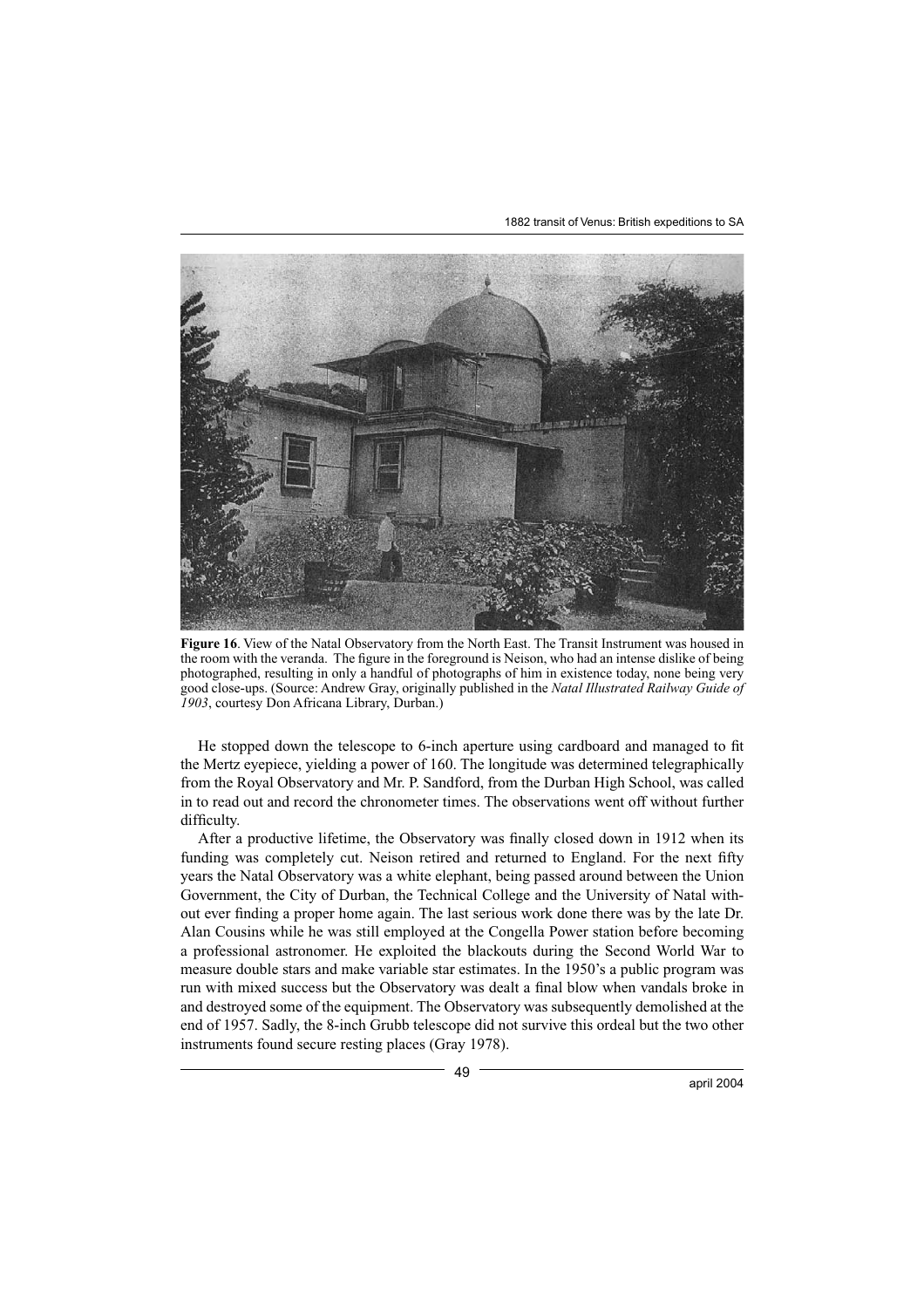**Figure 16**. View of the Natal Observatory from the North East. The Transit Instrument was housed in the room with the veranda. The figure in the foreground is Neison, who had an intense dislike of being photographed, resulting in only a handful of photographs of him in existence today, none being very good close-ups. (Source: Andrew Gray, originally published in the *Natal Illustrated Railway Guide of 1903*, courtesy Don Africana Library, Durban.)

He stopped down the telescope to 6-inch aperture using cardboard and managed to fit the Mertz eyepiece, yielding a power of 160. The longitude was determined telegraphically from the Royal Observatory and Mr. P. Sandford, from the Durban High School, was called in to read out and record the chronometer times. The observations went off without further difficulty.

After a productive lifetime, the Observatory was finally closed down in 1912 when its funding was completely cut. Neison retired and returned to England. For the next fifty years the Natal Observatory was a white elephant, being passed around between the Union Government, the City of Durban, the Technical College and the University of Natal without ever finding a proper home again. The last serious work done there was by the late Dr. Alan Cousins while he was still employed at the Congella Power station before becoming a professional astronomer. He exploited the blackouts during the Second World War to measure double stars and make variable star estimates. In the 1950's a public program was run with mixed success but the Observatory was dealt a final blow when vandals broke in and destroyed some of the equipment. The Observatory was subsequently demolished at the end of 1957. Sadly, the 8-inch Grubb telescope did not survive this ordeal but the two other instruments found secure resting places (Gray 1978).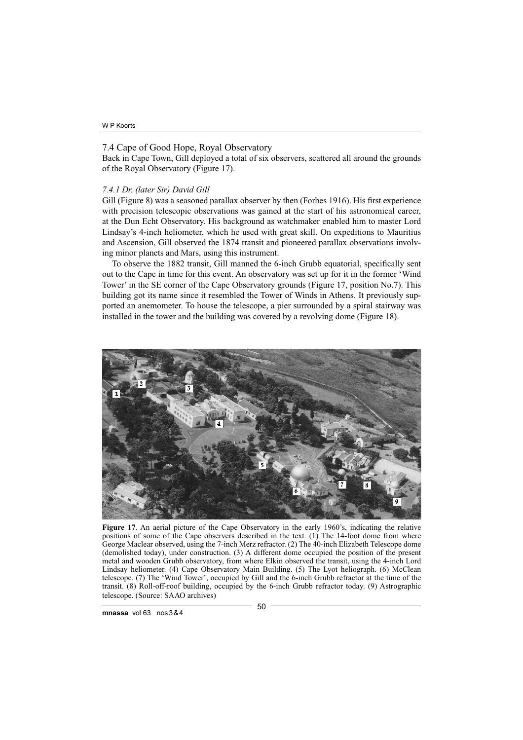## 7.4 Cape of Good Hope, Royal Observatory

Back in Cape Town, Gill deployed a total of six observers, scattered all around the grounds of the Royal Observatory (Figure 17).

### *7.4.1 Dr. (later Sir) David Gill*

Gill (Figure 8) was a seasoned parallax observer by then (Forbes 1916). His first experience with precision telescopic observations was gained at the start of his astronomical career, at the Dun Echt Observatory. His background as watchmaker enabled him to master Lord Lindsay's 4-inch heliometer, which he used with great skill. On expeditions to Mauritius and Ascension, Gill observed the 1874 transit and pioneered parallax observations involving minor planets and Mars, using this instrument.

To observe the 1882 transit, Gill manned the 6-inch Grubb equatorial, specifically sent out to the Cape in time for this event. An observatory was set up for it in the former 'Wind Tower' in the SE corner of the Cape Observatory grounds (Figure 17, position No.7). This building got its name since it resembled the Tower of Winds in Athens. It previously supported an anemometer. To house the telescope, a pier surrounded by a spiral stairway was installed in the tower and the building was covered by a revolving dome (Figure 18).

**Figure 17**. An aerial picture of the Cape Observatory in the early 1960's, indicating the relative positions of some of the Cape observers described in the text. (1) The 14-foot dome from where George Maclear observed, using the 7-inch Merz refractor. (2) The 40-inch Elizabeth Telescope dome (demolished today), under construction. (3) A different dome occupied the position of the present metal and wooden Grubb observatory, from where Elkin observed the transit, using the 4-inch Lord Lindsay heliometer. (4) Cape Observatory Main Building. (5) The Lyot heliograph. (6) McClean telescope. (7) The 'Wind Tower', occupied by Gill and the 6-inch Grubb refractor at the time of the transit. (8) Roll-off-roof building, occupied by the 6-inch Grubb refractor today. (9) Astrographic telescope. (Source: SAAO archives)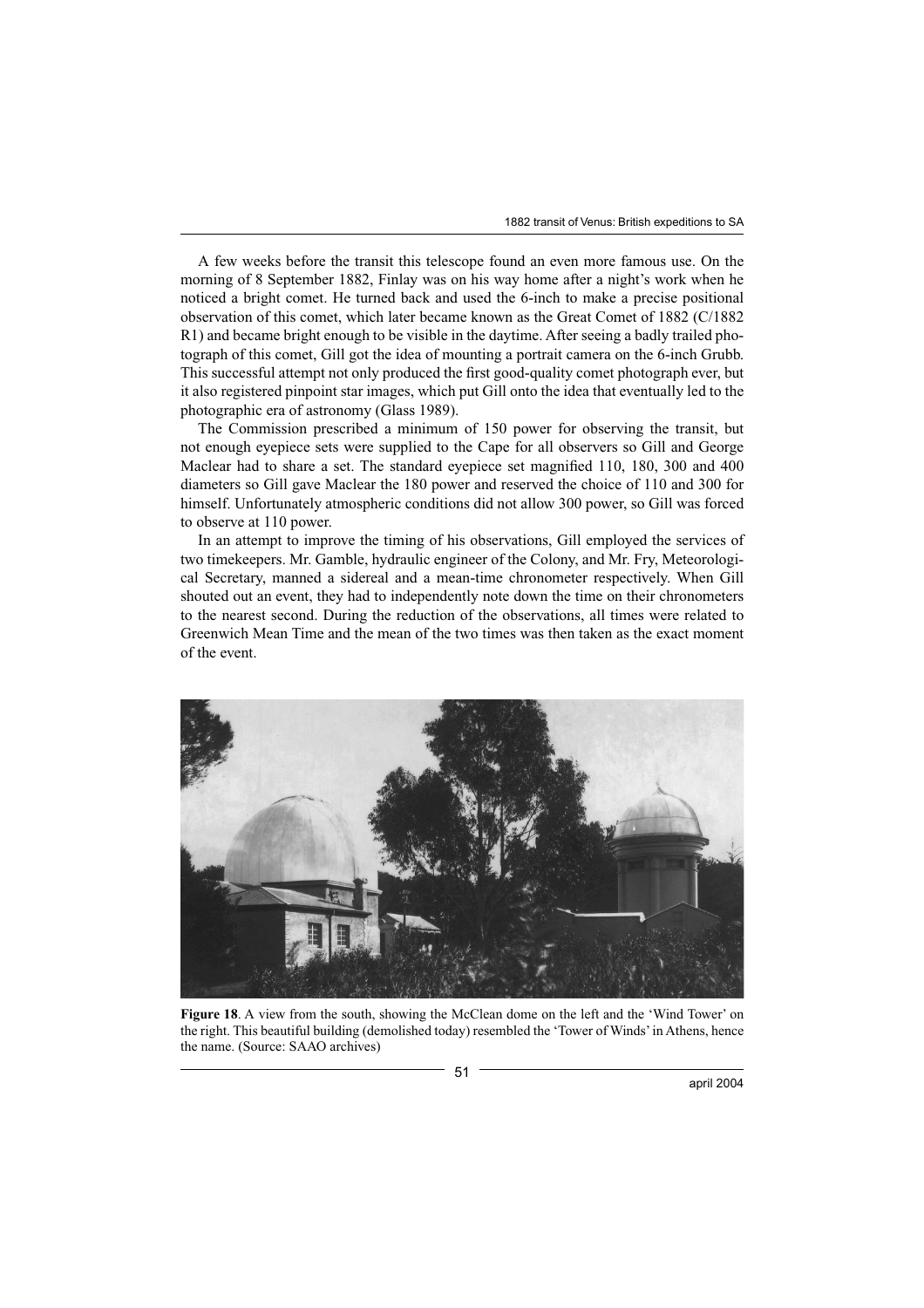A few weeks before the transit this telescope found an even more famous use. On the morning of 8 September 1882, Finlay was on his way home after a night's work when he noticed a bright comet. He turned back and used the 6-inch to make a precise positional observation of this comet, which later became known as the Great Comet of 1882 (C/1882 R1) and became bright enough to be visible in the daytime. After seeing a badly trailed photograph of this comet, Gill got the idea of mounting a portrait camera on the 6-inch Grubb. This successful attempt not only produced the first good-quality comet photograph ever, but it also registered pinpoint star images, which put Gill onto the idea that eventually led to the photographic era of astronomy (Glass 1989).

The Commission prescribed a minimum of 150 power for observing the transit, but not enough eyepiece sets were supplied to the Cape for all observers so Gill and George Maclear had to share a set. The standard eyepiece set magnified 110, 180, 300 and 400 diameters so Gill gave Maclear the 180 power and reserved the choice of 110 and 300 for himself. Unfortunately atmospheric conditions did not allow 300 power, so Gill was forced to observe at 110 power.

In an attempt to improve the timing of his observations, Gill employed the services of two timekeepers. Mr. Gamble, hydraulic engineer of the Colony, and Mr. Fry, Meteorological Secretary, manned a sidereal and a mean-time chronometer respectively. When Gill shouted out an event, they had to independently note down the time on their chronometers to the nearest second. During the reduction of the observations, all times were related to Greenwich Mean Time and the mean of the two times was then taken as the exact moment of the event.

**Figure 18**. A view from the south, showing the McClean dome on the left and the 'Wind Tower' on the right. This beautiful building (demolished today) resembled the 'Tower of Winds' in Athens, hence the name. (Source: SAAO archives)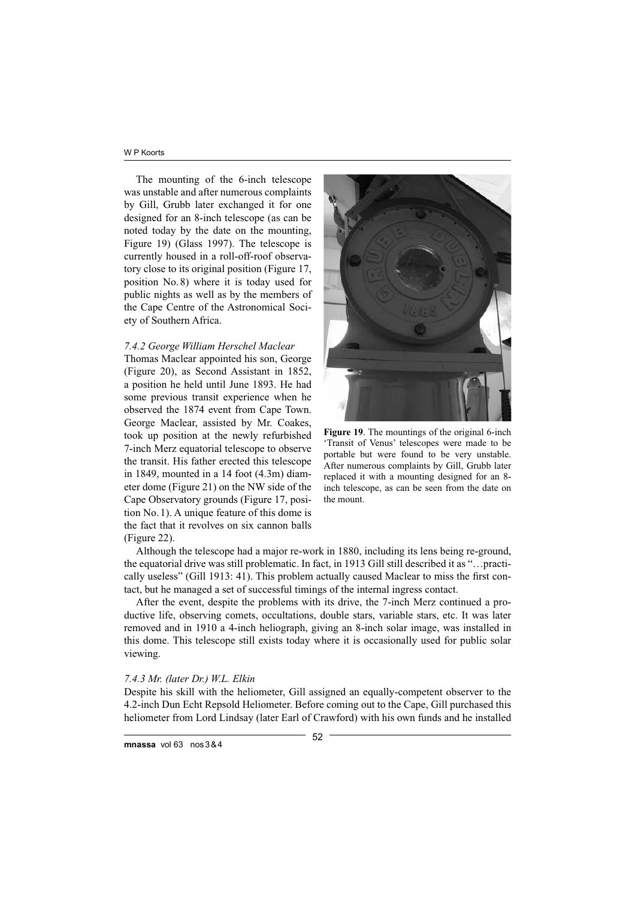The mounting of the 6-inch telescope was unstable and after numerous complaints by Gill, Grubb later exchanged it for one designed for an 8-inch telescope (as can be noted today by the date on the mounting, Figure 19) (Glass 1997). The telescope is currently housed in a roll-off-roof observatory close to its original position (Figure 17, position No. 8) where it is today used for public nights as well as by the members of the Cape Centre of the Astronomical Society of Southern Africa.

**Figure 19**. The mountings of the original 6-inch 'Transit of Venus' telescopes were made to be portable but were found to be very unstable. After numerous complaints by Gill, Grubb later replaced it with a mounting designed for an 8-inch telescope, as can be seen from the date on the mount.

#### *7.4.2 George William Herschel Maclear*

Thomas Maclear appointed his son, George (Figure 20), as Second Assistant in 1852, a position he held until June 1893. He had some previous transit experience when he observed the 1874 event from Cape Town. George Maclear, assisted by Mr. Coakes, took up position at the newly refurbished 7-inch Merz equatorial telescope to observe the transit. His father erected this telescope in 1849, mounted in a 14 foot (4.3m) diameter dome (Figure 21) on the NW side of the Cape Observatory grounds (Figure 17, position No. 1). A unique feature of this dome is the fact that it revolves on six cannon balls (Figure 22).

Although the telescope had a major re-work in 1880, including its lens being re-ground, the equatorial drive was still problematic. In fact, in 1913 Gill still described it as "…practically useless" (Gill 1913: 41). This problem actually caused Maclear to miss the first contact, but he managed a set of successful timings of the internal ingress contact.

After the event, despite the problems with its drive, the 7-inch Merz continued a productive life, observing comets, occultations, double stars, variable stars, etc. It was later removed and in 1910 a 4-inch heliograph, giving an 8-inch solar image, was installed in this dome. This telescope still exists today where it is occasionally used for public solar viewing.

#### *7.4.3 Mr. (later Dr.) W.L. Elkin*

Despite his skill with the heliometer, Gill assigned an equally-competent observer to the 4.2-inch Dun Echt Repsold Heliometer. Before coming out to the Cape, Gill purchased this heliometer from Lord Lindsay (later Earl of Crawford) with his own funds and he installed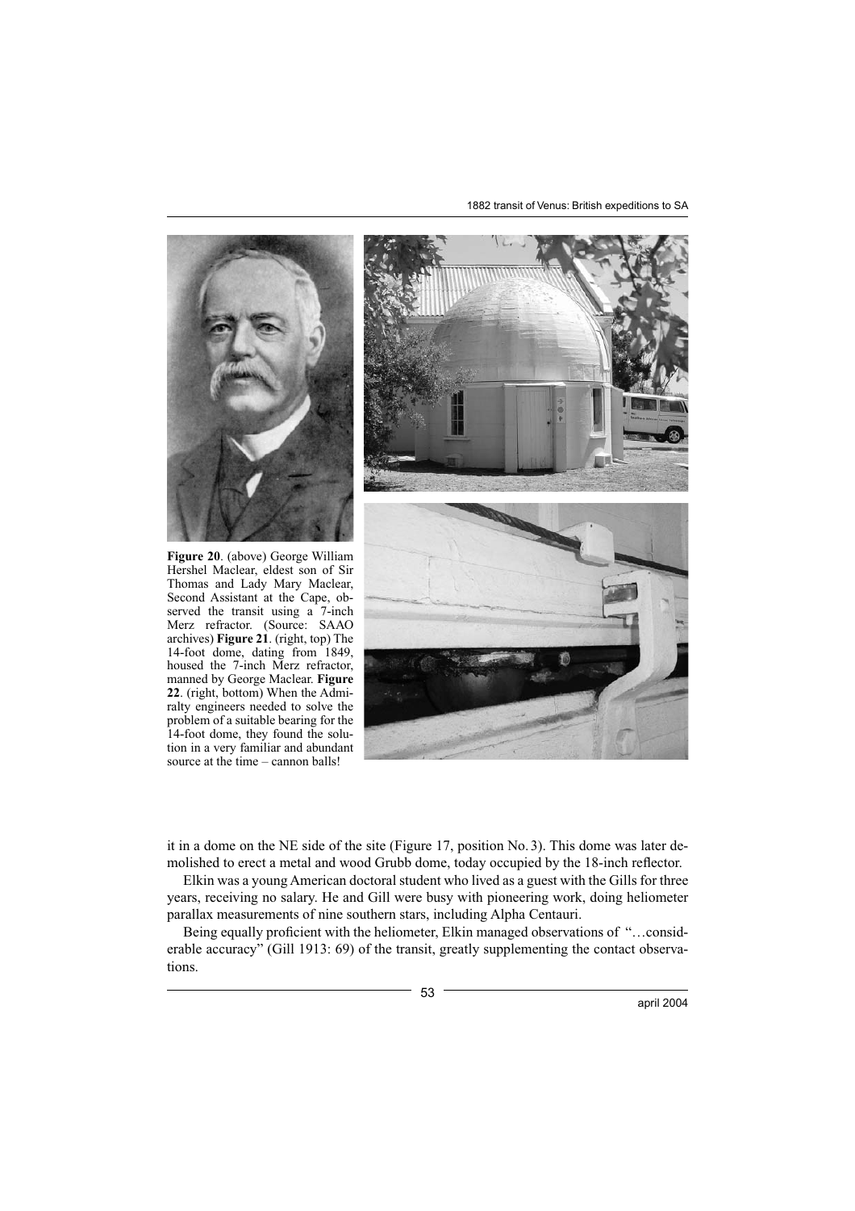**Figure 20**. (above) George William Hershel Maclear, eldest son of Sir Thomas and Lady Mary Maclear, Second Assistant at the Cape, observed the transit using a 7-inch Merz refractor. (Source: SAAO archives) **Figure 21**. (right, top) The 14-foot dome, dating from 1849, housed the 7-inch Merz refractor, manned by George Maclear. **Figure 22**. (right, bottom) When the Admiralty engineers needed to solve the problem of a suitable bearing for the 14-foot dome, they found the solution in a very familiar and abundant source at the time – cannon balls!

it in a dome on the NE side of the site (Figure 17, position No. 3). This dome was later demolished to erect a metal and wood Grubb dome, today occupied by the 18-inch reflector.

Elkin was a young American doctoral student who lived as a guest with the Gills for three years, receiving no salary. He and Gill were busy with pioneering work, doing heliometer parallax measurements of nine southern stars, including Alpha Centauri.

Being equally proficient with the heliometer, Elkin managed observations of "…considerable accuracy" (Gill 1913: 69) of the transit, greatly supplementing the contact observations.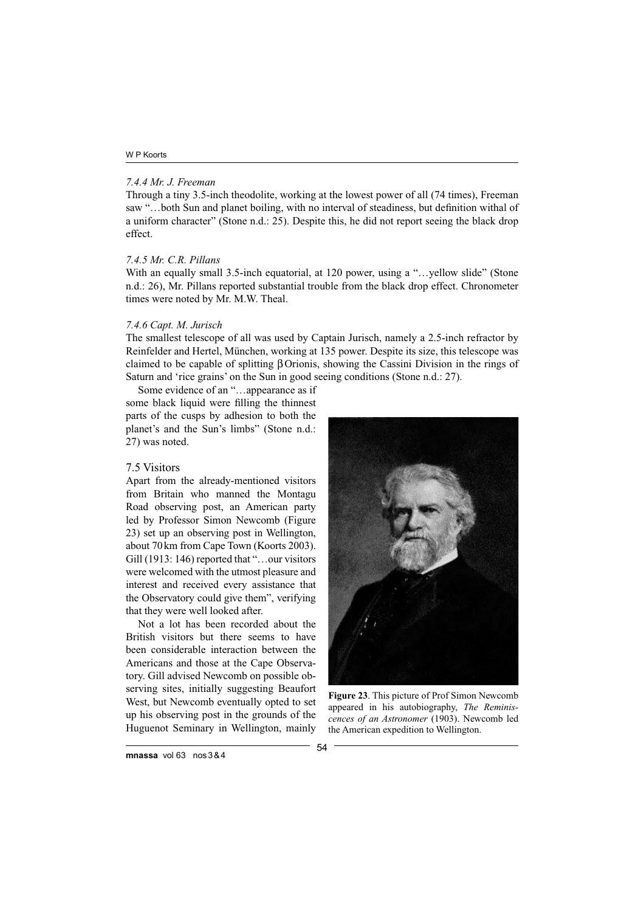#### *7.4.4 Mr. J. Freeman*

Through a tiny 3.5-inch theodolite, working at the lowest power of all (74 times), Freeman saw "…both Sun and planet boiling, with no interval of steadiness, but definition withal of a uniform character" (Stone n.d.: 25). Despite this, he did not report seeing the black drop effect.

#### *7.4.5 Mr. C.R. Pillans*

With an equally small 3.5-inch equatorial, at 120 power, using a "…yellow slide" (Stone n.d.: 26), Mr. Pillans reported substantial trouble from the black drop effect. Chronometer times were noted by Mr. M.W. Theal.

#### *7.4.6 Capt. M. Jurisch*

The smallest telescope of all was used by Captain Jurisch, namely a 2.5-inch refractor by Reinfelder and Hertel, München, working at 135 power. Despite its size, this telescope was claimed to be capable of splitting β Orionis, showing the Cassini Division in the rings of Saturn and 'rice grains' on the Sun in good seeing conditions (Stone n.d.: 27).

Some evidence of an "…appearance as if some black liquid were filling the thinnest parts of the cusps by adhesion to both the planet's and the Sun's limbs" (Stone n.d.: 27) was noted.

### 7.5 Visitors

Apart from the already-mentioned visitors from Britain who manned the Montagu Road observing post, an American party led by Professor Simon Newcomb (Figure 23) set up an observing post in Wellington, about 70 km from Cape Town (Koorts 2003). Gill (1913: 146) reported that "…our visitors were welcomed with the utmost pleasure and interest and received every assistance that the Observatory could give them", verifying that they were well looked after.

Not a lot has been recorded about the British visitors but there seems to have been considerable interaction between the Americans and those at the Cape Observatory. Gill advised Newcomb on possible observing sites, initially suggesting Beaufort West, but Newcomb eventually opted to set up his observing post in the grounds of the Huguenot Seminary in Wellington, mainly

**Figure 23**. This picture of Prof Simon Newcomb appeared in his autobiography, *The Reminiscences of an Astronomer* (1903). Newcomb led the American expedition to Wellington.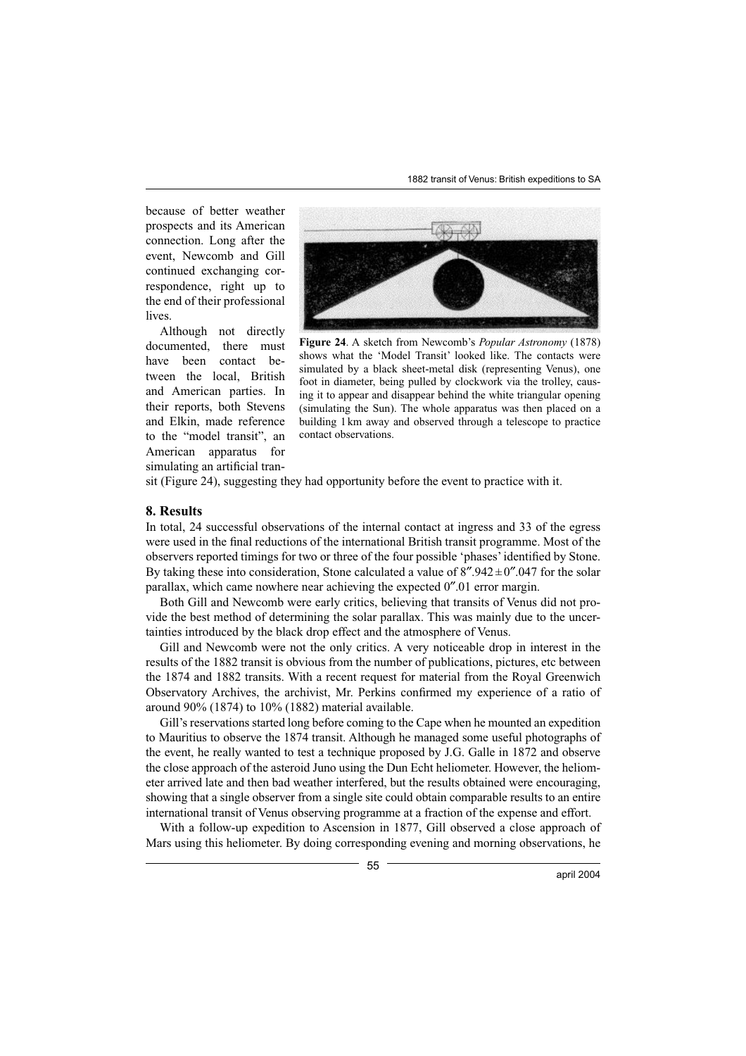because of better weather prospects and its American connection. Long after the event, Newcomb and Gill continued exchanging correspondence, right up to the end of their professional lives.

Although not directly documented, there must have been contact between the local, British and American parties. In their reports, both Stevens and Elkin, made reference to the "model transit", an American apparatus for simulating an artificial transit (Figure 24), suggesting they had opportunity before the event to practice with it.

**Figure 24**. A sketch from Newcomb's *Popular Astronomy* (1878) shows what the 'Model Transit' looked like. The contacts were simulated by a black sheet-metal disk (representing Venus), one foot in diameter, being pulled by clockwork via the trolley, causing it to appear and disappear behind the white triangular opening (simulating the Sun). The whole apparatus was then placed on a building 1 km away and observed through a telescope to practice contact observations.

## 8. Results

In total, 24 successful observations of the internal contact at ingress and 33 of the egress were used in the final reductions of the international British transit programme. Most of the observers reported timings for two or three of the four possible 'phases' identified by Stone. By taking these into consideration, Stone calculated a value of $8''.942 \pm 0''.047$ for the solar parallax, which came nowhere near achieving the expected $0''.01$ error margin.

Both Gill and Newcomb were early critics, believing that transits of Venus did not provide the best method of determining the solar parallax. This was mainly due to the uncertainties introduced by the black drop effect and the atmosphere of Venus.

Gill and Newcomb were not the only critics. A very noticeable drop in interest in the results of the 1882 transit is obvious from the number of publications, pictures, etc between the 1874 and 1882 transits. With a recent request for material from the Royal Greenwich Observatory Archives, the archivist, Mr. Perkins confirmed my experience of a ratio of around 90% (1874) to 10% (1882) material available.

Gill's reservations started long before coming to the Cape when he mounted an expedition to Mauritius to observe the 1874 transit. Although he managed some useful photographs of the event, he really wanted to test a technique proposed by J.G. Galle in 1872 and observe the close approach of the asteroid Juno using the Dun Echt heliometer. However, the heliometer arrived late and then bad weather interfered, but the results obtained were encouraging, showing that a single observer from a single site could obtain comparable results to an entire international transit of Venus observing programme at a fraction of the expense and effort.

With a follow-up expedition to Ascension in 1877, Gill observed a close approach of Mars using this heliometer. By doing corresponding evening and morning observations, he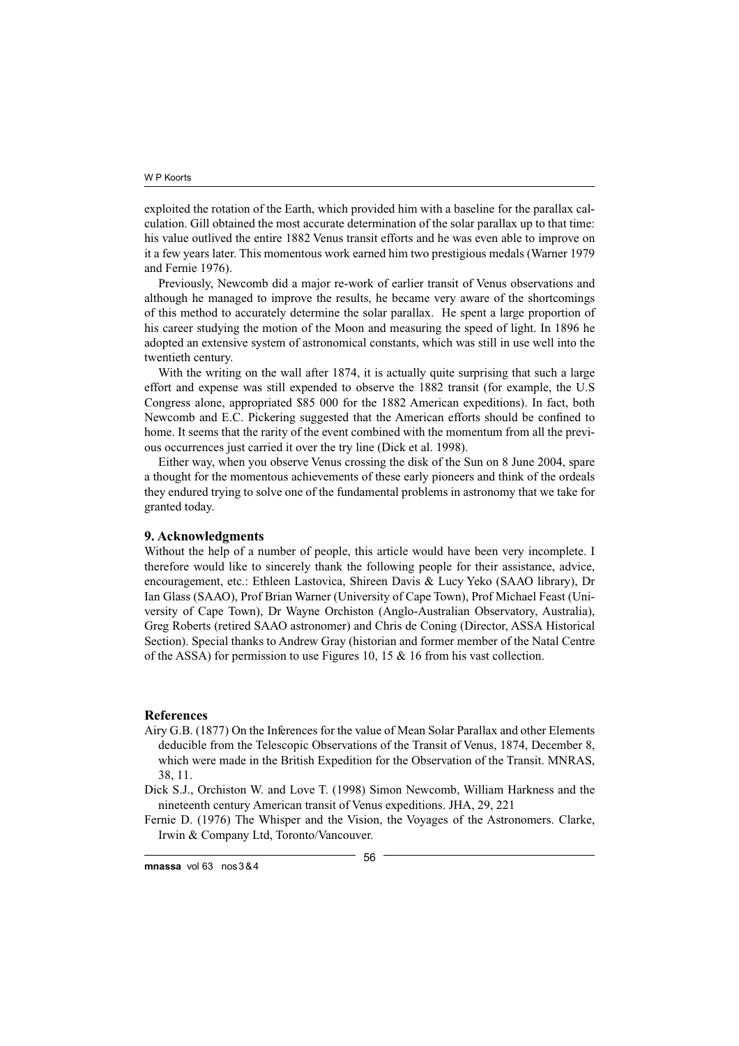exploited the rotation of the Earth, which provided him with a baseline for the parallax calculation. Gill obtained the most accurate determination of the solar parallax up to that time: his value outlived the entire 1882 Venus transit efforts and he was even able to improve on it a few years later. This momentous work earned him two prestigious medals (Warner 1979 and Fernie 1976).

Previously, Newcomb did a major re-work of earlier transit of Venus observations and although he managed to improve the results, he became very aware of the shortcomings of this method to accurately determine the solar parallax. He spent a large proportion of his career studying the motion of the Moon and measuring the speed of light. In 1896 he adopted an extensive system of astronomical constants, which was still in use well into the twentieth century.

With the writing on the wall after 1874, it is actually quite surprising that such a large effort and expense was still expended to observe the 1882 transit (for example, the U.S Congress alone, appropriated $85 000 for the 1882 American expeditions). In fact, both Newcomb and E.C. Pickering suggested that the American efforts should be confined to home. It seems that the rarity of the event combined with the momentum from all the previous occurrences just carried it over the try line (Dick et al. 1998).

Either way, when you observe Venus crossing the disk of the Sun on 8 June 2004, spare a thought for the momentous achievements of these early pioneers and think of the ordeals they endured trying to solve one of the fundamental problems in astronomy that we take for granted today.

## 9. Acknowledgments

Without the help of a number of people, this article would have been very incomplete. I therefore would like to sincerely thank the following people for their assistance, advice, encouragement, etc.: Ethleen Lastovica, Shireen Davis & Lucy Yeko (SAAO library), Dr Ian Glass (SAAO), Prof Brian Warner (University of Cape Town), Prof Michael Feast (University of Cape Town), Dr Wayne Orchiston (Anglo-Australian Observatory, Australia), Greg Roberts (retired SAAO astronomer) and Chris de Coning (Director, ASSA Historical Section). Special thanks to Andrew Gray (historian and former member of the Natal Centre of the ASSA) for permission to use Figures 10, 15 & 16 from his vast collection.

## References

Airy G.B. (1877) On the Inferences for the value of Mean Solar Parallax and other Elements deducible from the Telescopic Observations of the Transit of Venus, 1874, December 8, which were made in the British Expedition for the Observation of the Transit. MNRAS, 38, 11.

Dick S.J., Orchiston W. and Love T. (1998) Simon Newcomb, William Harkness and the nineteenth century American transit of Venus expeditions. JHA, 29, 221

Fernie D. (1976) The Whisper and the Vision, the Voyages of the Astronomers. Clarke, Irwin & Company Ltd, Toronto/Vancouver.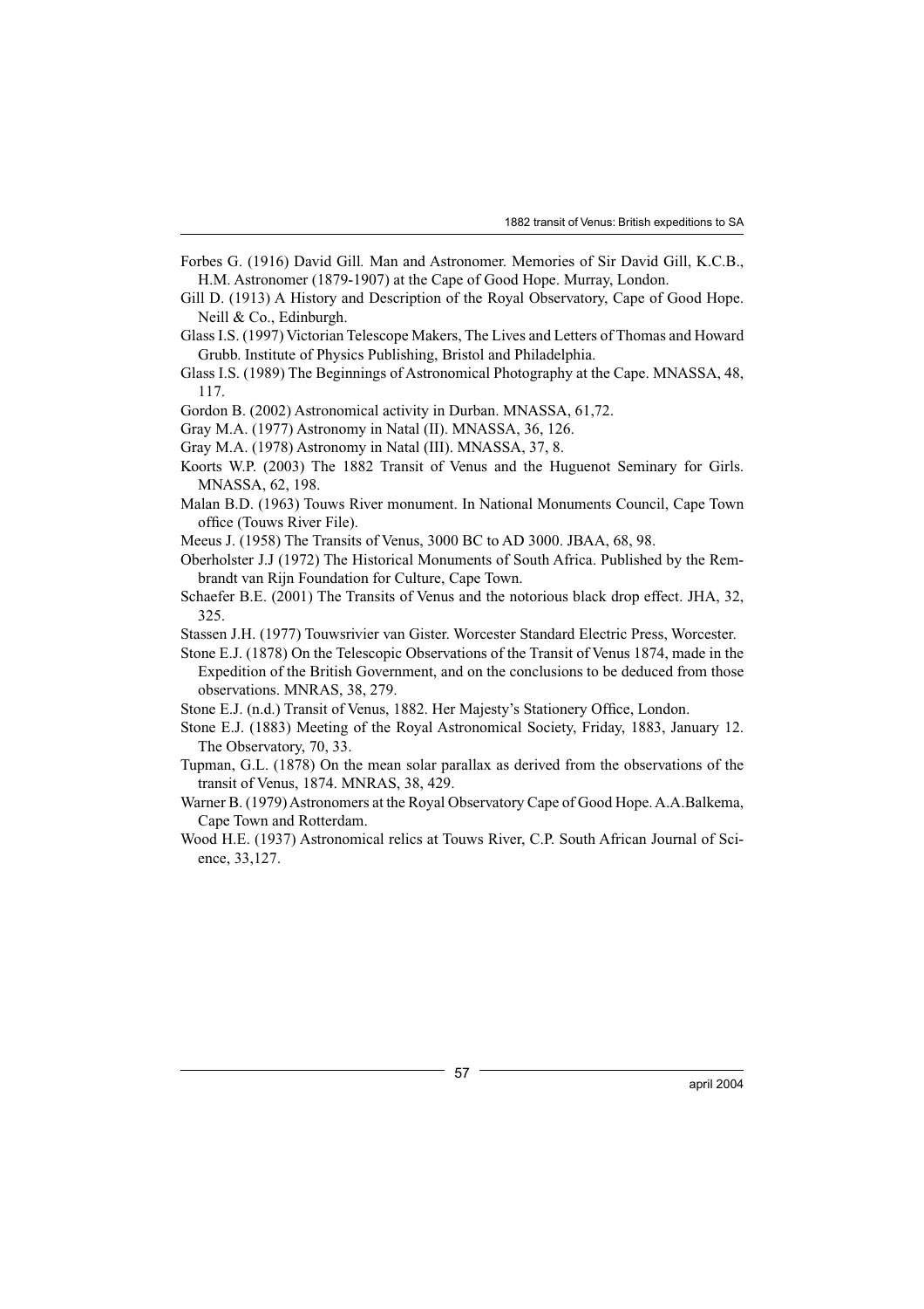Forbes G. (1916) David Gill*.* Man and Astronomer. Memories of Sir David Gill, K.C.B., H.M. Astronomer (1879-1907) at the Cape of Good Hope. Murray, London.

Gill D. (1913) A History and Description of the Royal Observatory, Cape of Good Hope. Neill & Co., Edinburgh.

Glass I.S. (1997) Victorian Telescope Makers, The Lives and Letters of Thomas and Howard Grubb. Institute of Physics Publishing, Bristol and Philadelphia.

Glass I.S. (1989) The Beginnings of Astronomical Photography at the Cape. MNASSA, 48, 117.

Gordon B. (2002) Astronomical activity in Durban. MNASSA, 61,72.

Gray M.A. (1977) Astronomy in Natal (II). MNASSA, 36, 126.

Gray M.A. (1978) Astronomy in Natal (III). MNASSA, 37, 8.

Koorts W.P. (2003) The 1882 Transit of Venus and the Huguenot Seminary for Girls. MNASSA, 62, 198.

Malan B.D. (1963) Touws River monument. In National Monuments Council, Cape Town office (Touws River File).

Meeus J. (1958) The Transits of Venus, 3000 BC to AD 3000. JBAA, 68, 98.

Oberholster J.J (1972) The Historical Monuments of South Africa. Published by the Rembrandt van Rijn Foundation for Culture, Cape Town.

Schaefer B.E. (2001) The Transits of Venus and the notorious black drop effect. JHA, 32, 325.

Stassen J.H. (1977) Touwsrivier van Gister. Worcester Standard Electric Press, Worcester.

Stone E.J. (1878) On the Telescopic Observations of the Transit of Venus 1874, made in the Expedition of the British Government, and on the conclusions to be deduced from those observations. MNRAS, 38, 279.

Stone E.J. (n.d.) Transit of Venus, 1882. Her Majesty's Stationery Office, London.

Stone E.J. (1883) Meeting of the Royal Astronomical Society, Friday, 1883, January 12. The Observatory, 70, 33.

Tupman, G.L. (1878) On the mean solar parallax as derived from the observations of the transit of Venus, 1874. MNRAS, 38, 429.

Warner B. (1979) Astronomers at the Royal Observatory Cape of Good Hope. A.A.Balkema, Cape Town and Rotterdam.

Wood H.E. (1937) Astronomical relics at Touws River, C.P. South African Journal of Science, 33,127.